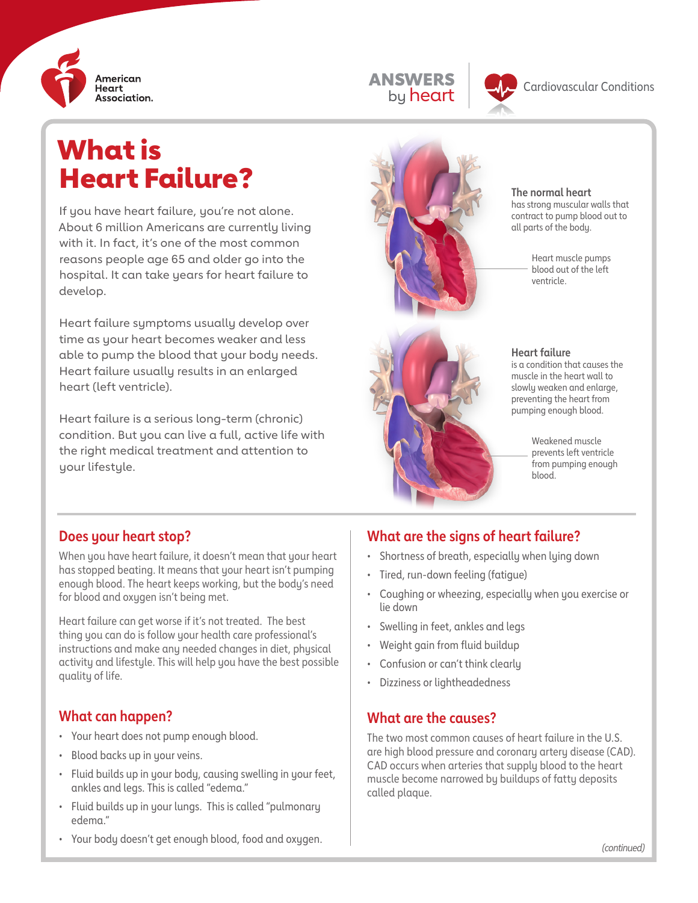American Heart Association.

ANSWERS by heart

Cardiovascular Conditions

# What is Heart Failure?

If you have heart failure, you're not alone. About 6 million Americans are currently living with it. In fact, it's one of the most common reasons people age 65 and older go into the hospital. It can take years for heart failure to develop.

Heart failure symptoms usually develop over time as your heart becomes weaker and less able to pump the blood that your body needs. Heart failure usually results in an enlarged heart (left ventricle).

Heart failure is a serious long-term (chronic) condition. But you can live a full, active life with the right medical treatment and attention to your lifestyle.

**The normal heart** has strong muscular walls that contract to pump blood out to all parts of the body.

Heart muscle pumps blood out of the left ventricle.

**Heart failure** is a condition that causes the muscle in the heart wall to slowly weaken and enlarge, preventing the heart from pumping enough blood.

Weakened muscle prevents left ventricle from pumping enough blood.

## Does your heart stop?

When you have heart failure, it doesn't mean that your heart has stopped beating. It means that your heart isn't pumping enough blood. The heart keeps working, but the body's need for blood and oxygen isn't being met.

Heart failure can get worse if it's not treated. The best thing you can do is follow your health care professional's instructions and make any needed changes in diet, physical activity and lifestyle. This will help you have the best possible quality of life.

## What can happen?

- Your heart does not pump enough blood.
- Blood backs up in your veins.
- Fluid builds up in your body, causing swelling in your feet, ankles and legs. This is called "edema."
- Fluid builds up in your lungs. This is called "pulmonary edema."
- Your body doesn't get enough blood, food and oxygen.

## What are the signs of heart failure?

- Shortness of breath, especially when lying down
- Tired, run-down feeling (fatigue)
- Coughing or wheezing, especially when you exercise or lie down
- Swelling in feet, ankles and legs
- Weight gain from fluid buildup
- Confusion or can't think clearly
- Dizziness or lightheadedness

## What are the causes?

The two most common causes of heart failure in the U.S. are high blood pressure and coronary artery disease (CAD). CAD occurs when arteries that supply blood to the heart muscle become narrowed by buildups of fatty deposits called plaque.

*(continued)*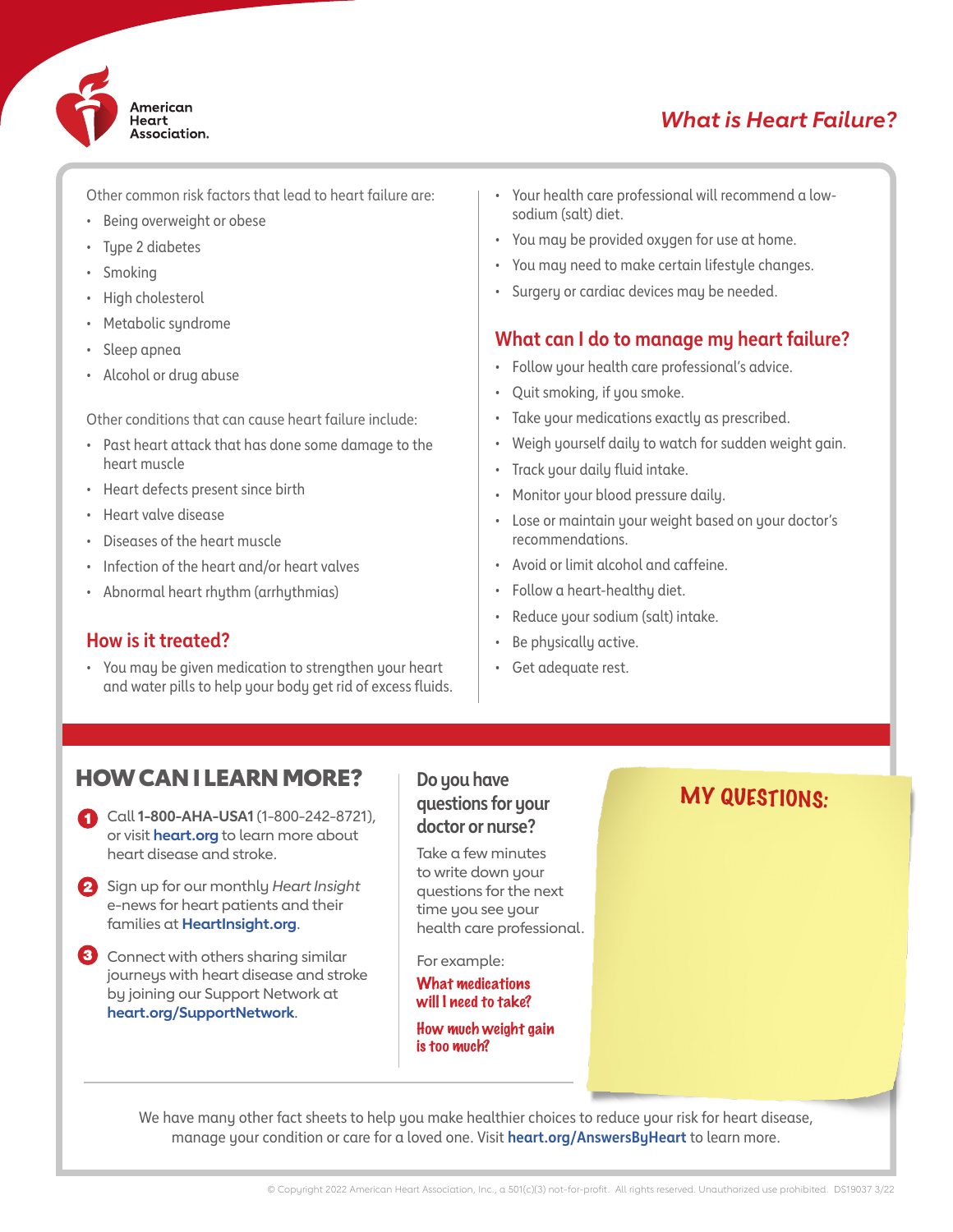Other common risk factors that lead to heart failure are:

- Being overweight or obese
- Type 2 diabetes
- Smoking
- High cholesterol
- Metabolic syndrome
- Sleep apnea
- Alcohol or drug abuse

Other conditions that can cause heart failure include:

- Past heart attack that has done some damage to the heart muscle
- Heart defects present since birth
- Heart valve disease
- Diseases of the heart muscle
- Infection of the heart and/or heart valves
- Abnormal heart rhythm (arrhythmias)

## How is it treated?

- You may be given medication to strengthen your heart and water pills to help your body get rid of excess fluids.
- Your health care professional will recommend a low-sodium (salt) diet.
- You may be provided oxygen for use at home.
- You may need to make certain lifestyle changes.
- Surgery or cardiac devices may be needed.

## What can I do to manage my heart failure?

- Follow your health care professional's advice.
- Quit smoking, if you smoke.
- Take your medications exactly as prescribed.
- Weigh yourself daily to watch for sudden weight gain.
- Track your daily fluid intake.
- Monitor your blood pressure daily.
- Lose or maintain your weight based on your doctor's recommendations.
- Avoid or limit alcohol and caffeine.
- Follow a heart-healthy diet.
- Reduce your sodium (salt) intake.
- Be physically active.
- Get adequate rest.

## HOW CAN I LEARN MORE?

1. Call **1-800-AHA-USA1** (1-800-242-8721), or visit **heart.org** to learn more about heart disease and stroke.
2. Sign up for our monthly *Heart Insight* e-news for heart patients and their families at **HeartInsight.org**.
3. Connect with others sharing similar journeys with heart disease and stroke by joining our Support Network at **heart.org/SupportNetwork**.

### Do you have questions for your doctor or nurse?

Take a few minutes to write down your questions for the next time you see your health care professional.

For example:

**What medications will I need to take?**

**How much weight gain is too much?**

### MY QUESTIONS:

We have many other fact sheets to help you make healthier choices to reduce your risk for heart disease, manage your condition or care for a loved one. Visit **heart.org/AnswersByHeart** to learn more.

© Copyright 2022 American Heart Association, Inc., a 501(c)(3) not-for-profit. All rights reserved. Unauthorized use prohibited. DS19037 3/22